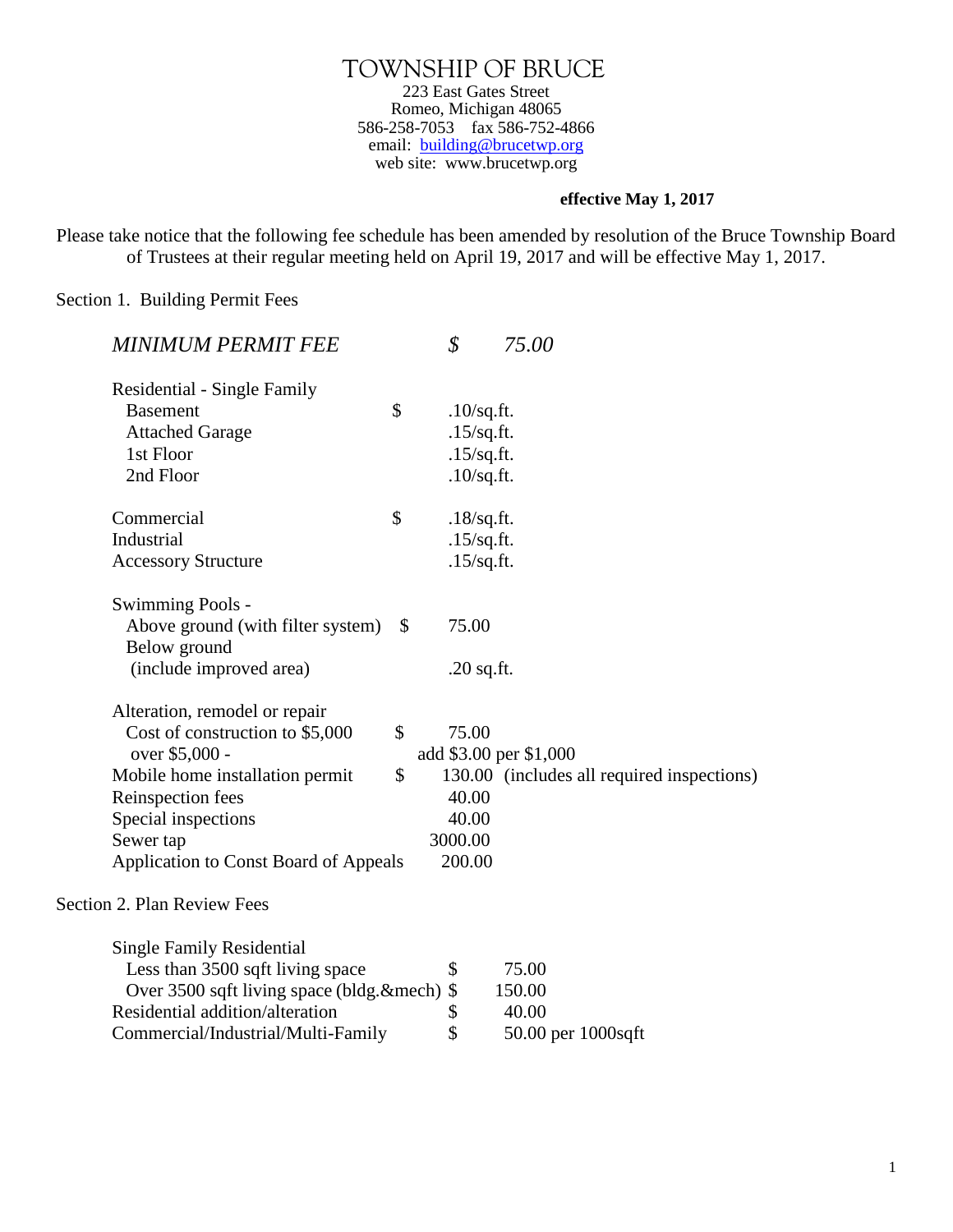# TOWNSHIP OF BRUCE

223 East Gates Street
Romeo, Michigan 48065
586-258-7053 fax 586-752-4866
email: building@brucetwp.org
web site: www.brucetwp.org

**effective May 1, 2017**

Please take notice that the following fee schedule has been amended by resolution of the Bruce Township Board of Trustees at their regular meeting held on April 19, 2017 and will be effective May 1, 2017.

Section 1. Building Permit Fees

| | | |
|---|---|---|
| *MINIMUM PERMIT FEE* | *$* | *75.00* |
| Residential - Single Family | | |
| Basement | $ | .10/sq.ft. |
| Attached Garage | | .15/sq.ft. |
| 1st Floor | | .15/sq.ft. |
| 2nd Floor | | .10/sq.ft. |
| Commercial | $ | .18/sq.ft. |
| Industrial | | .15/sq.ft. |
| Accessory Structure | | .15/sq.ft. |
| Swimming Pools - | | |
| Above ground (with filter system) | $ | 75.00 |
| Below ground (include improved area) | | .20 sq.ft. |
| Alteration, remodel or repair | | |
| Cost of construction to $5,000 | $ | 75.00 |
| over $5,000 - | | add $3.00 per $1,000 |
| Mobile home installation permit | $ | 130.00 (includes all required inspections) |
| Reinspection fees | | 40.00 |
| Special inspections | | 40.00 |
| Sewer tap | | 3000.00 |
| Application to Const Board of Appeals | | 200.00 |

Section 2. Plan Review Fees

| | | |
|---|---|---|
| Single Family Residential | | |
| Less than 3500 sqft living space | $ | 75.00 |
| Over 3500 sqft living space (bldg.&mech) | $ | 150.00 |
| Residential addition/alteration | $ | 40.00 |
| Commercial/Industrial/Multi-Family | $ | 50.00 per 1000sqft |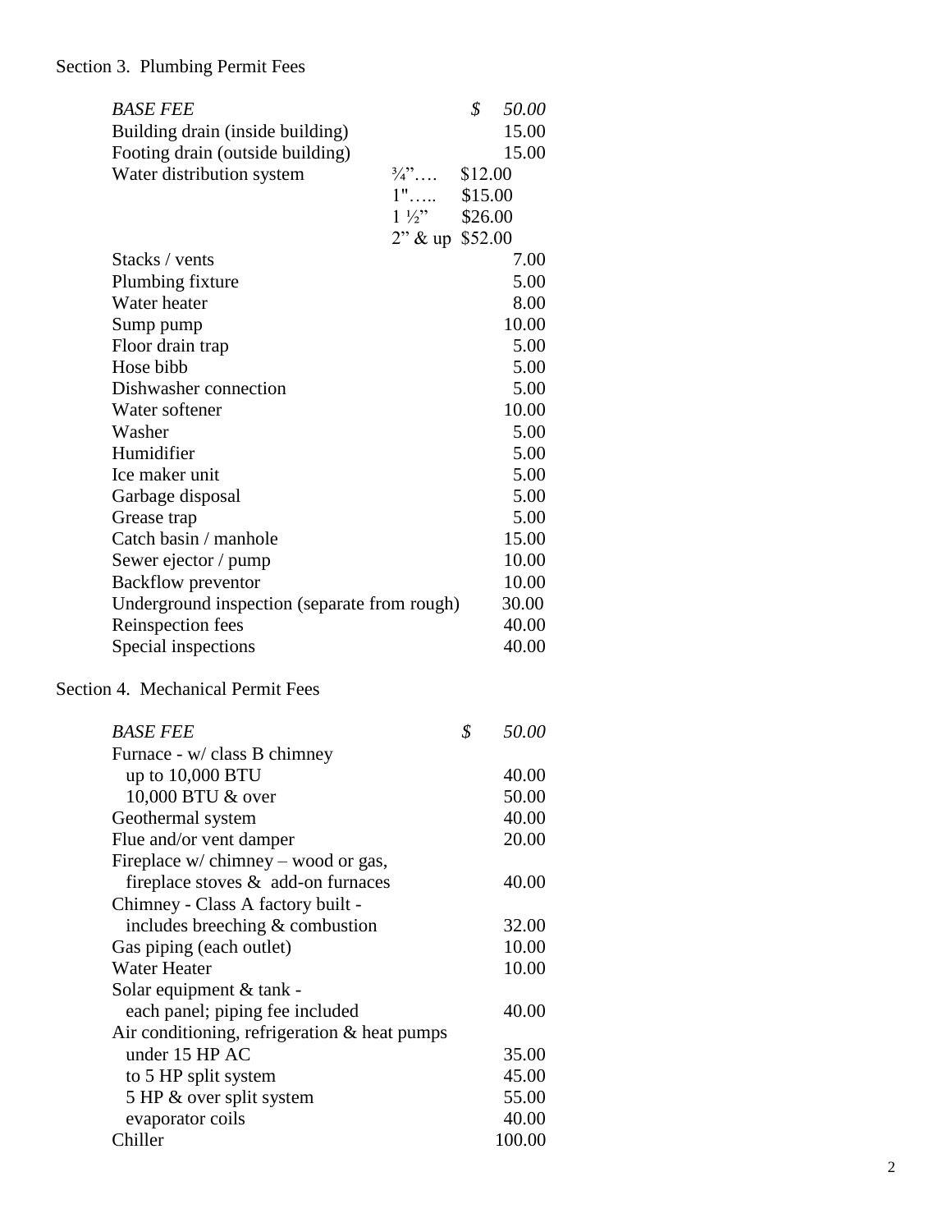## Section 3. Plumbing Permit Fees

| | | |
|---|---|---|
| *BASE FEE* | | *$ 50.00* |
| Building drain (inside building) | | 15.00 |
| Footing drain (outside building) | | 15.00 |
| Water distribution system | ¾”…. | $12.00 |
| | 1"….. | $15.00 |
| | 1 ½” | $26.00 |
| | 2” & up | $52.00 |
| Stacks / vents | | 7.00 |
| Plumbing fixture | | 5.00 |
| Water heater | | 8.00 |
| Sump pump | | 10.00 |
| Floor drain trap | | 5.00 |
| Hose bibb | | 5.00 |
| Dishwasher connection | | 5.00 |
| Water softener | | 10.00 |
| Washer | | 5.00 |
| Humidifier | | 5.00 |
| Ice maker unit | | 5.00 |
| Garbage disposal | | 5.00 |
| Grease trap | | 5.00 |
| Catch basin / manhole | | 15.00 |
| Sewer ejector / pump | | 10.00 |
| Backflow preventor | | 10.00 |
| Underground inspection (separate from rough) | | 30.00 |
| Reinspection fees | | 40.00 |
| Special inspections | | 40.00 |

## Section 4. Mechanical Permit Fees

| | |
|---|---|
| *BASE FEE* | *$ 50.00* |
| Furnace - w/ class B chimney | |
| up to 10,000 BTU | 40.00 |
| 10,000 BTU & over | 50.00 |
| Geothermal system | 40.00 |
| Flue and/or vent damper | 20.00 |
| Fireplace w/ chimney – wood or gas, fireplace stoves & add-on furnaces | 40.00 |
| Chimney - Class A factory built - includes breeching & combustion | 32.00 |
| Gas piping (each outlet) | 10.00 |
| Water Heater | 10.00 |
| Solar equipment & tank - each panel; piping fee included | 40.00 |
| Air conditioning, refrigeration & heat pumps | |
| under 15 HP AC | 35.00 |
| to 5 HP split system | 45.00 |
| 5 HP & over split system | 55.00 |
| evaporator coils | 40.00 |
| Chiller | 100.00 |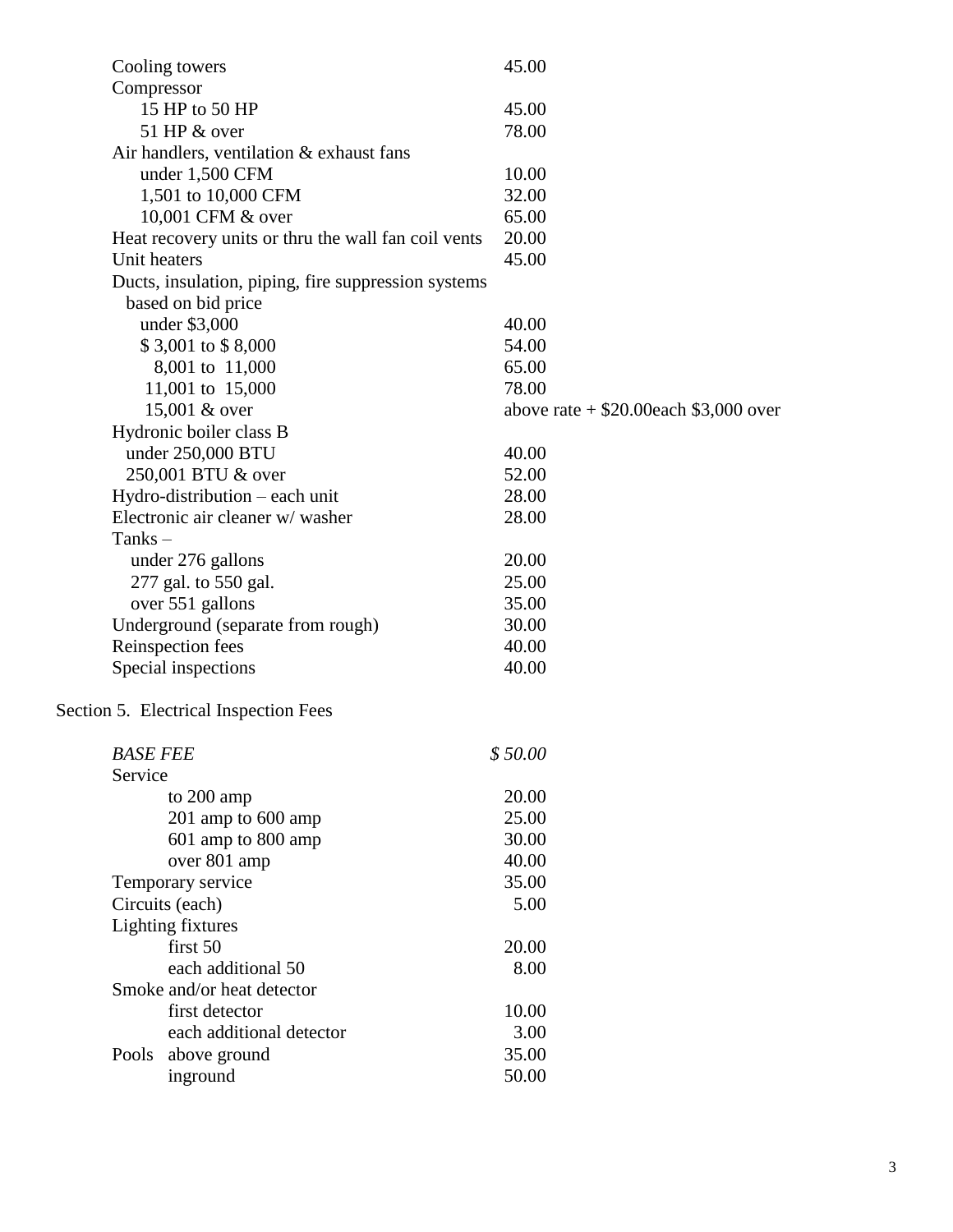| | |
|---|---|
| Cooling towers | 45.00 |
| Compressor | |
| 15 HP to 50 HP | 45.00 |
| 51 HP & over | 78.00 |
| Air handlers, ventilation & exhaust fans | |
| under 1,500 CFM | 10.00 |
| 1,501 to 10,000 CFM | 32.00 |
| 10,001 CFM & over | 65.00 |
| Heat recovery units or thru the wall fan coil vents | 20.00 |
| Unit heaters | 45.00 |
| Ducts, insulation, piping, fire suppression systems based on bid price | |
| under $3,000 | 40.00 |
| $ 3,001 to $ 8,000 | 54.00 |
| 8,001 to 11,000 | 65.00 |
| 11,001 to 15,000 | 78.00 |
| 15,001 & over | above rate + $20.00each $3,000 over |
| Hydronic boiler class B | |
| under 250,000 BTU | 40.00 |
| 250,001 BTU & over | 52.00 |
| Hydro-distribution – each unit | 28.00 |
| Electronic air cleaner w/ washer | 28.00 |
| Tanks – | |
| under 276 gallons | 20.00 |
| 277 gal. to 550 gal. | 25.00 |
| over 551 gallons | 35.00 |
| Underground (separate from rough) | 30.00 |
| Reinspection fees | 40.00 |
| Special inspections | 40.00 |

Section 5. Electrical Inspection Fees

| | |
|---|---|
| *BASE FEE* | *$ 50.00* |
| Service | |
| to 200 amp | 20.00 |
| 201 amp to 600 amp | 25.00 |
| 601 amp to 800 amp | 30.00 |
| over 801 amp | 40.00 |
| Temporary service | 35.00 |
| Circuits (each) | 5.00 |
| Lighting fixtures | |
| first 50 | 20.00 |
| each additional 50 | 8.00 |
| Smoke and/or heat detector | |
| first detector | 10.00 |
| each additional detector | 3.00 |
| Pools above ground | 35.00 |
| inground | 50.00 |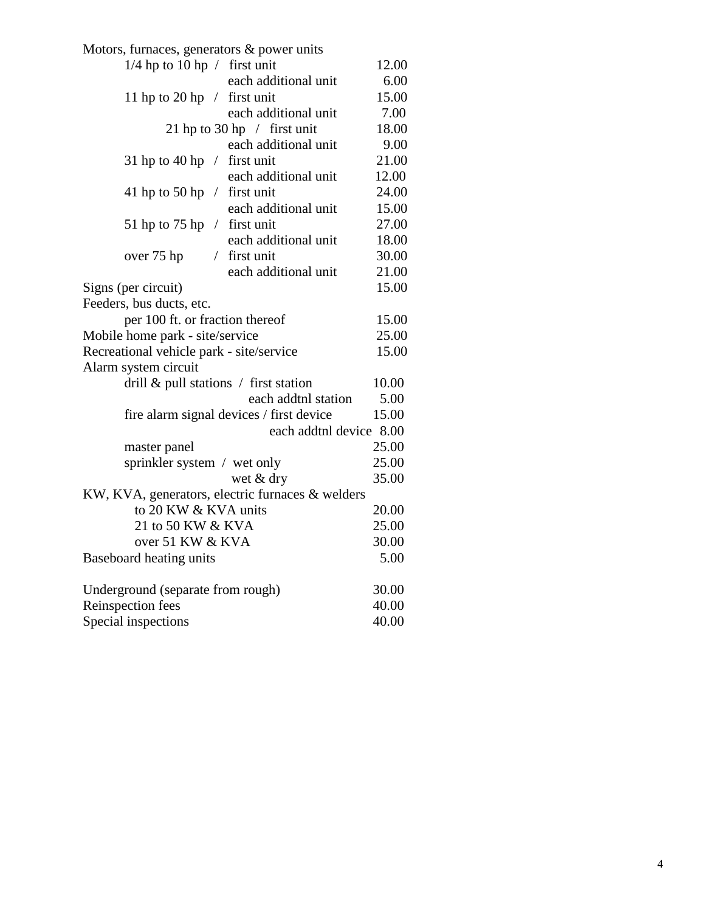| Item | Fee |
|---|---|
| Motors, furnaces, generators & power units | |
| 1/4 hp to 10 hp / first unit | 12.00 |
| each additional unit | 6.00 |
| 11 hp to 20 hp / first unit | 15.00 |
| each additional unit | 7.00 |
| 21 hp to 30 hp / first unit | 18.00 |
| each additional unit | 9.00 |
| 31 hp to 40 hp / first unit | 21.00 |
| each additional unit | 12.00 |
| 41 hp to 50 hp / first unit | 24.00 |
| each additional unit | 15.00 |
| 51 hp to 75 hp / first unit | 27.00 |
| each additional unit | 18.00 |
| over 75 hp / first unit | 30.00 |
| each additional unit | 21.00 |
| Signs (per circuit) | 15.00 |
| Feeders, bus ducts, etc. | |
| per 100 ft. or fraction thereof | 15.00 |
| Mobile home park - site/service | 25.00 |
| Recreational vehicle park - site/service | 15.00 |
| Alarm system circuit | |
| drill & pull stations / first station | 10.00 |
| each addtnl station | 5.00 |
| fire alarm signal devices / first device | 15.00 |
| each addtnl device | 8.00 |
| master panel | 25.00 |
| sprinkler system / wet only | 25.00 |
| wet & dry | 35.00 |
| KW, KVA, generators, electric furnaces & welders | |
| to 20 KW & KVA units | 20.00 |
| 21 to 50 KW & KVA | 25.00 |
| over 51 KW & KVA | 30.00 |
| Baseboard heating units | 5.00 |
| Underground (separate from rough) | 30.00 |
| Reinspection fees | 40.00 |
| Special inspections | 40.00 |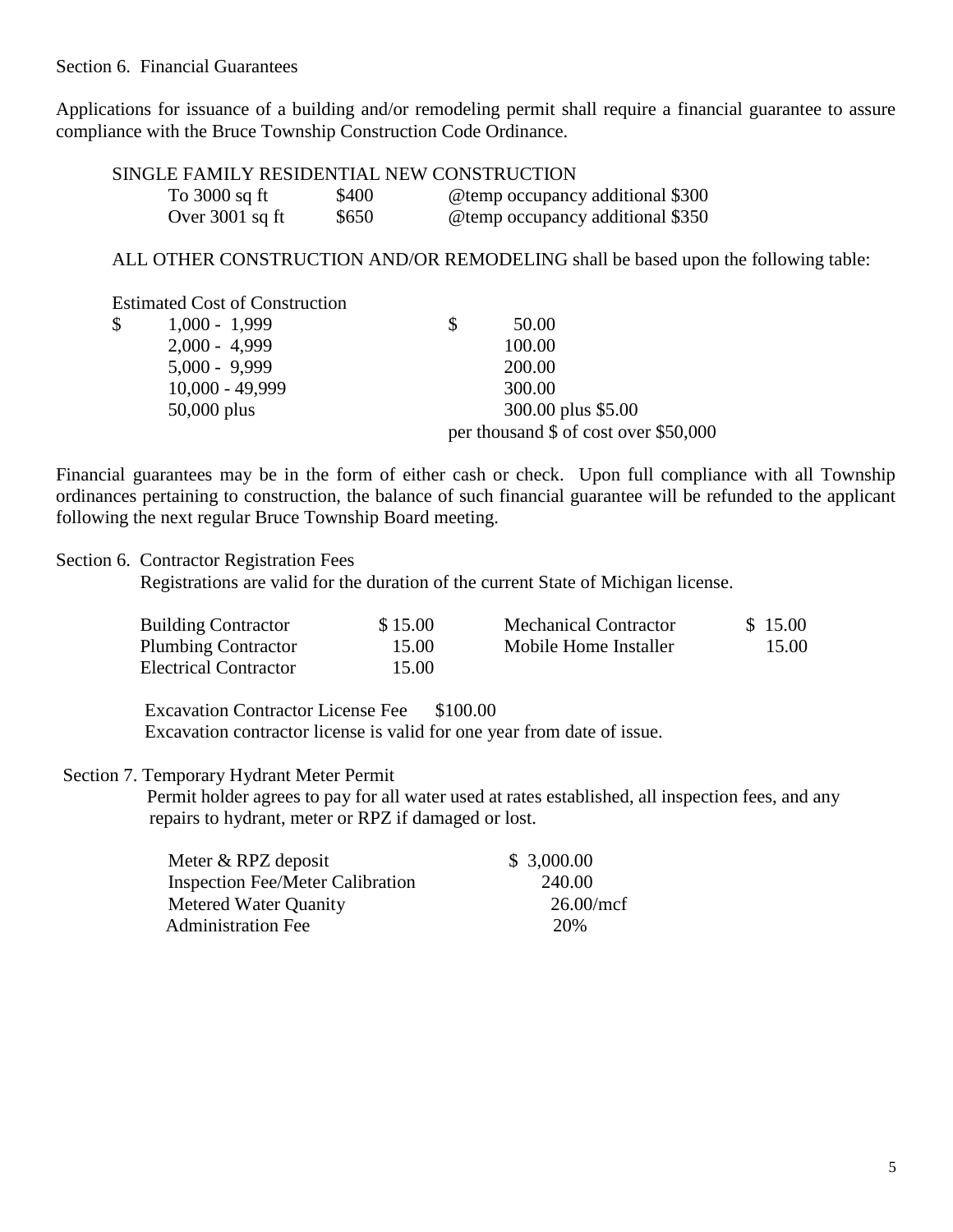Section 6. Financial Guarantees

Applications for issuance of a building and/or remodeling permit shall require a financial guarantee to assure compliance with the Bruce Township Construction Code Ordinance.

SINGLE FAMILY RESIDENTIAL NEW CONSTRUCTION

| | | |
|---|---|---|
| To 3000 sq ft | $400 | @temp occupancy additional $300 |
| Over 3001 sq ft | $650 | @temp occupancy additional $350 |

ALL OTHER CONSTRUCTION AND/OR REMODELING shall be based upon the following table:

| Estimated Cost of Construction | |
|---|---|
| $ 1,000 - 1,999 | $ 50.00 |
| 2,000 - 4,999 | 100.00 |
| 5,000 - 9,999 | 200.00 |
| 10,000 - 49,999 | 300.00 |
| 50,000 plus | 300.00 plus $5.00 per thousand $ of cost over $50,000 |

Financial guarantees may be in the form of either cash or check. Upon full compliance with all Township ordinances pertaining to construction, the balance of such financial guarantee will be refunded to the applicant following the next regular Bruce Township Board meeting.

Section 6. Contractor Registration Fees

Registrations are valid for the duration of the current State of Michigan license.

| | | | |
|---|---|---|---|
| Building Contractor | $ 15.00 | Mechanical Contractor | $ 15.00 |
| Plumbing Contractor | 15.00 | Mobile Home Installer | 15.00 |
| Electrical Contractor | 15.00 | | |

Excavation Contractor License Fee $100.00

Excavation contractor license is valid for one year from date of issue.

Section 7. Temporary Hydrant Meter Permit

Permit holder agrees to pay for all water used at rates established, all inspection fees, and any repairs to hydrant, meter or RPZ if damaged or lost.

| | |
|---|---|
| Meter & RPZ deposit | $ 3,000.00 |
| Inspection Fee/Meter Calibration | 240.00 |
| Metered Water Quanity | 26.00/mcf |
| Administration Fee | 20% |